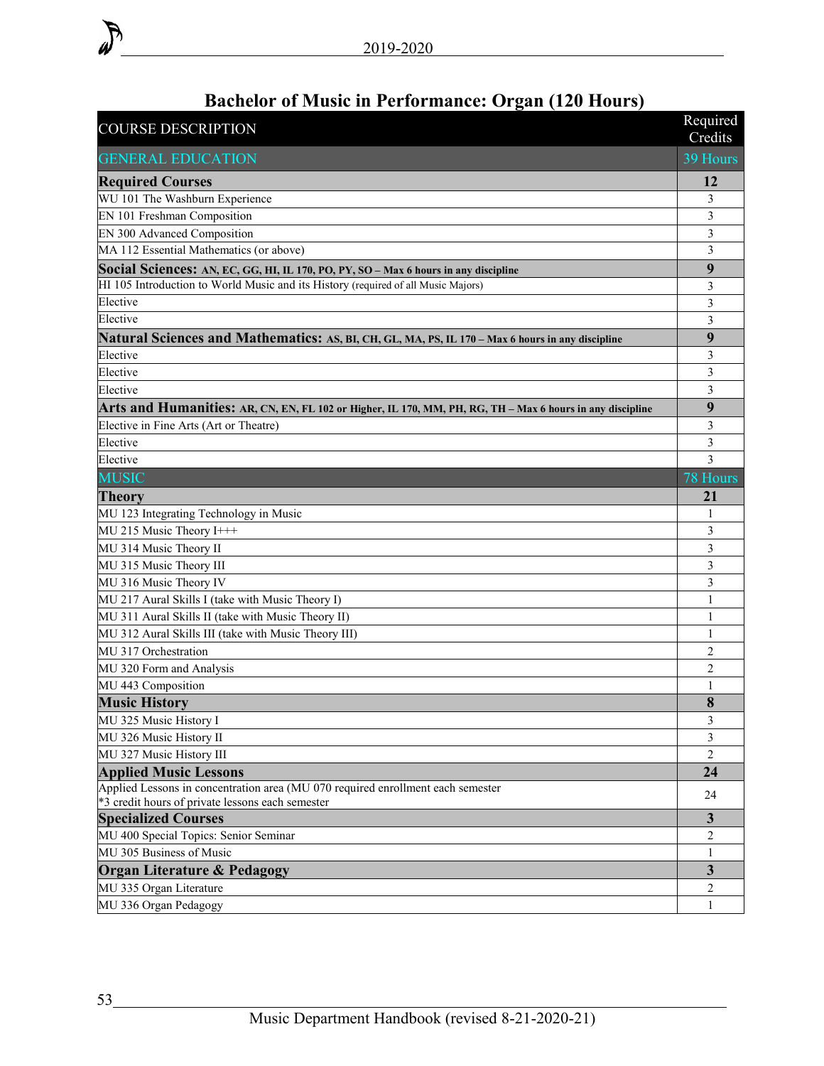# Bachelor of Music in Performance: Organ (120 Hours)

| COURSE DESCRIPTION | Required Credits |
|---|---|
| GENERAL EDUCATION | 39 Hours |
| **Required Courses** | **12** |
| WU 101 The Washburn Experience | 3 |
| EN 101 Freshman Composition | 3 |
| EN 300 Advanced Composition | 3 |
| MA 112 Essential Mathematics (or above) | 3 |
| **Social Sciences: AN, EC, GG, HI, IL 170, PO, PY, SO – Max 6 hours in any discipline** | **9** |
| HI 105 Introduction to World Music and its History (required of all Music Majors) | 3 |
| Elective | 3 |
| Elective | 3 |
| **Natural Sciences and Mathematics: AS, BI, CH, GL, MA, PS, IL 170 – Max 6 hours in any discipline** | **9** |
| Elective | 3 |
| Elective | 3 |
| Elective | 3 |
| **Arts and Humanities: AR, CN, EN, FL 102 or Higher, IL 170, MM, PH, RG, TH – Max 6 hours in any discipline** | **9** |
| Elective in Fine Arts (Art or Theatre) | 3 |
| Elective | 3 |
| Elective | 3 |
| MUSIC | 78 Hours |
| **Theory** | **21** |
| MU 123 Integrating Technology in Music | 1 |
| MU 215 Music Theory I+++ | 3 |
| MU 314 Music Theory II | 3 |
| MU 315 Music Theory III | 3 |
| MU 316 Music Theory IV | 3 |
| MU 217 Aural Skills I (take with Music Theory I) | 1 |
| MU 311 Aural Skills II (take with Music Theory II) | 1 |
| MU 312 Aural Skills III (take with Music Theory III) | 1 |
| MU 317 Orchestration | 2 |
| MU 320 Form and Analysis | 2 |
| MU 443 Composition | 1 |
| **Music History** | **8** |
| MU 325 Music History I | 3 |
| MU 326 Music History II | 3 |
| MU 327 Music History III | 2 |
| **Applied Music Lessons** | **24** |
| Applied Lessons in concentration area (MU 070 required enrollment each semester *3 credit hours of private lessons each semester | 24 |
| **Specialized Courses** | **3** |
| MU 400 Special Topics: Senior Seminar | 2 |
| MU 305 Business of Music | 1 |
| **Organ Literature & Pedagogy** | **3** |
| MU 335 Organ Literature | 2 |
| MU 336 Organ Pedagogy | 1 |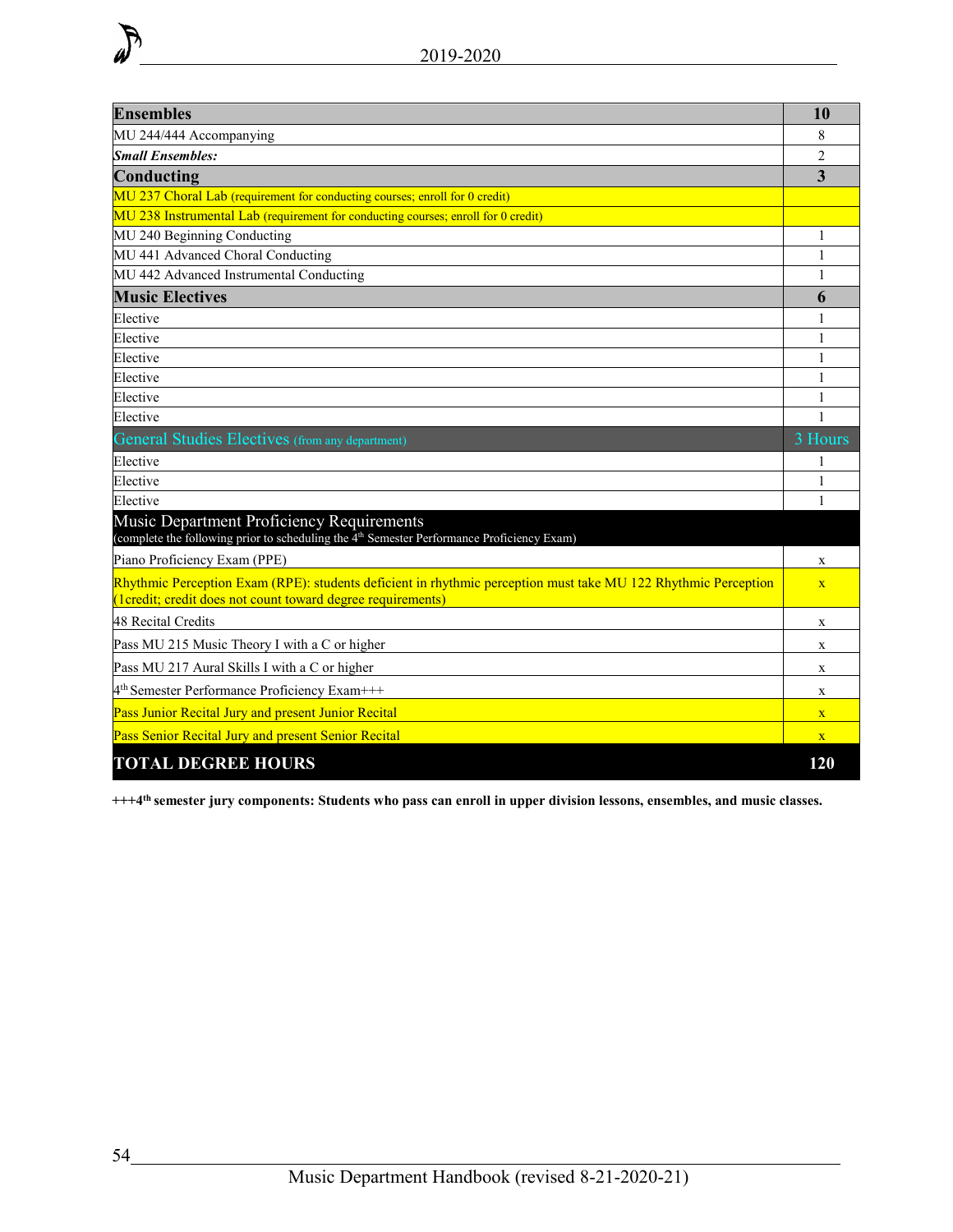| **Ensembles** | **10** |
|---|---|
| MU 244/444 Accompanying | 8 |
| ***Small Ensembles:*** | 2 |
| **Conducting** | **3** |
| MU 237 Choral Lab (requirement for conducting courses; enroll for 0 credit) | |
| MU 238 Instrumental Lab (requirement for conducting courses; enroll for 0 credit) | |
| MU 240 Beginning Conducting | 1 |
| MU 441 Advanced Choral Conducting | 1 |
| MU 442 Advanced Instrumental Conducting | 1 |
| **Music Electives** | **6** |
| Elective | 1 |
| Elective | 1 |
| Elective | 1 |
| Elective | 1 |
| Elective | 1 |
| Elective | 1 |
| General Studies Electives (from any department) | 3 Hours |
| Elective | 1 |
| Elective | 1 |
| Elective | 1 |
| Music Department Proficiency Requirements (complete the following prior to scheduling the 4th Semester Performance Proficiency Exam) | |
| Piano Proficiency Exam (PPE) | x |
| Rhythmic Perception Exam (RPE): students deficient in rhythmic perception must take MU 122 Rhythmic Perception (1credit; credit does not count toward degree requirements) | x |
| 48 Recital Credits | x |
| Pass MU 215 Music Theory I with a C or higher | x |
| Pass MU 217 Aural Skills I with a C or higher | x |
| 4th Semester Performance Proficiency Exam+++ | x |
| Pass Junior Recital Jury and present Junior Recital | x |
| Pass Senior Recital Jury and present Senior Recital | x |
| **TOTAL DEGREE HOURS** | **120** |

**+++4th semester jury components: Students who pass can enroll in upper division lessons, ensembles, and music classes.**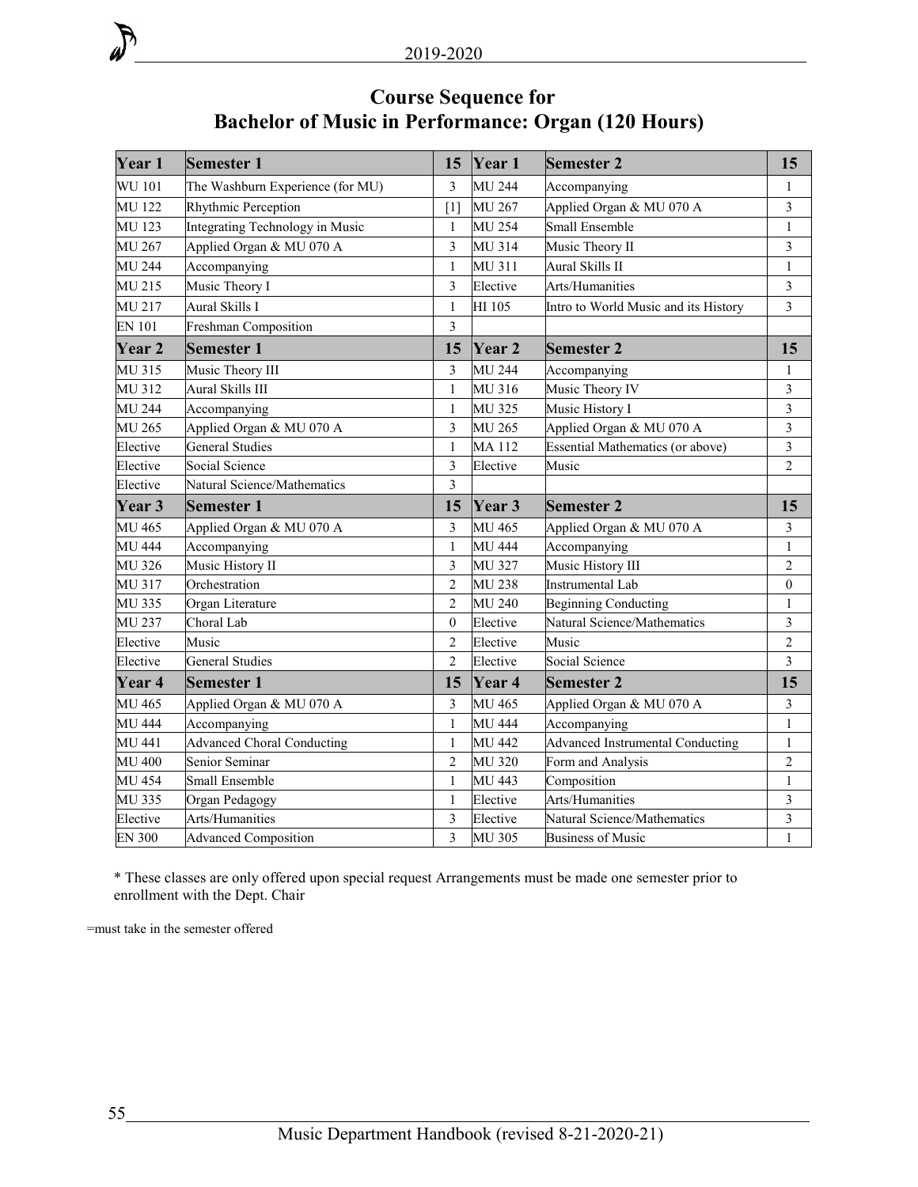## Course Sequence for Bachelor of Music in Performance: Organ (120 Hours)

| Year 1 | Semester 1 | 15 | Year 1 | Semester 2 | 15 |
|---|---|---|---|---|---|
| WU 101 | The Washburn Experience (for MU) | 3 | MU 244 | Accompanying | 1 |
| MU 122 | Rhythmic Perception | [1] | MU 267 | Applied Organ & MU 070 A | 3 |
| MU 123 | Integrating Technology in Music | 1 | MU 254 | Small Ensemble | 1 |
| MU 267 | Applied Organ & MU 070 A | 3 | MU 314 | Music Theory II | 3 |
| MU 244 | Accompanying | 1 | MU 311 | Aural Skills II | 1 |
| MU 215 | Music Theory I | 3 | Elective | Arts/Humanities | 3 |
| MU 217 | Aural Skills I | 1 | HI 105 | Intro to World Music and its History | 3 |
| EN 101 | Freshman Composition | 3 | | | |
| **Year 2** | **Semester 1** | **15** | **Year 2** | **Semester 2** | **15** |
| MU 315 | Music Theory III | 3 | MU 244 | Accompanying | 1 |
| MU 312 | Aural Skills III | 1 | MU 316 | Music Theory IV | 3 |
| MU 244 | Accompanying | 1 | MU 325 | Music History I | 3 |
| MU 265 | Applied Organ & MU 070 A | 3 | MU 265 | Applied Organ & MU 070 A | 3 |
| Elective | General Studies | 1 | MA 112 | Essential Mathematics (or above) | 3 |
| Elective | Social Science | 3 | Elective | Music | 2 |
| Elective | Natural Science/Mathematics | 3 | | | |
| **Year 3** | **Semester 1** | **15** | **Year 3** | **Semester 2** | **15** |
| MU 465 | Applied Organ & MU 070 A | 3 | MU 465 | Applied Organ & MU 070 A | 3 |
| MU 444 | Accompanying | 1 | MU 444 | Accompanying | 1 |
| MU 326 | Music History II | 3 | MU 327 | Music History III | 2 |
| MU 317 | Orchestration | 2 | MU 238 | Instrumental Lab | 0 |
| MU 335 | Organ Literature | 2 | MU 240 | Beginning Conducting | 1 |
| MU 237 | Choral Lab | 0 | Elective | Natural Science/Mathematics | 3 |
| Elective | Music | 2 | Elective | Music | 2 |
| Elective | General Studies | 2 | Elective | Social Science | 3 |
| **Year 4** | **Semester 1** | **15** | **Year 4** | **Semester 2** | **15** |
| MU 465 | Applied Organ & MU 070 A | 3 | MU 465 | Applied Organ & MU 070 A | 3 |
| MU 444 | Accompanying | 1 | MU 444 | Accompanying | 1 |
| MU 441 | Advanced Choral Conducting | 1 | MU 442 | Advanced Instrumental Conducting | 1 |
| MU 400 | Senior Seminar | 2 | MU 320 | Form and Analysis | 2 |
| MU 454 | Small Ensemble | 1 | MU 443 | Composition | 1 |
| MU 335 | Organ Pedagogy | 1 | Elective | Arts/Humanities | 3 |
| Elective | Arts/Humanities | 3 | Elective | Natural Science/Mathematics | 3 |
| EN 300 | Advanced Composition | 3 | MU 305 | Business of Music | 1 |

* These classes are only offered upon special request Arrangements must be made one semester prior to enrollment with the Dept. Chair

=must take in the semester offered